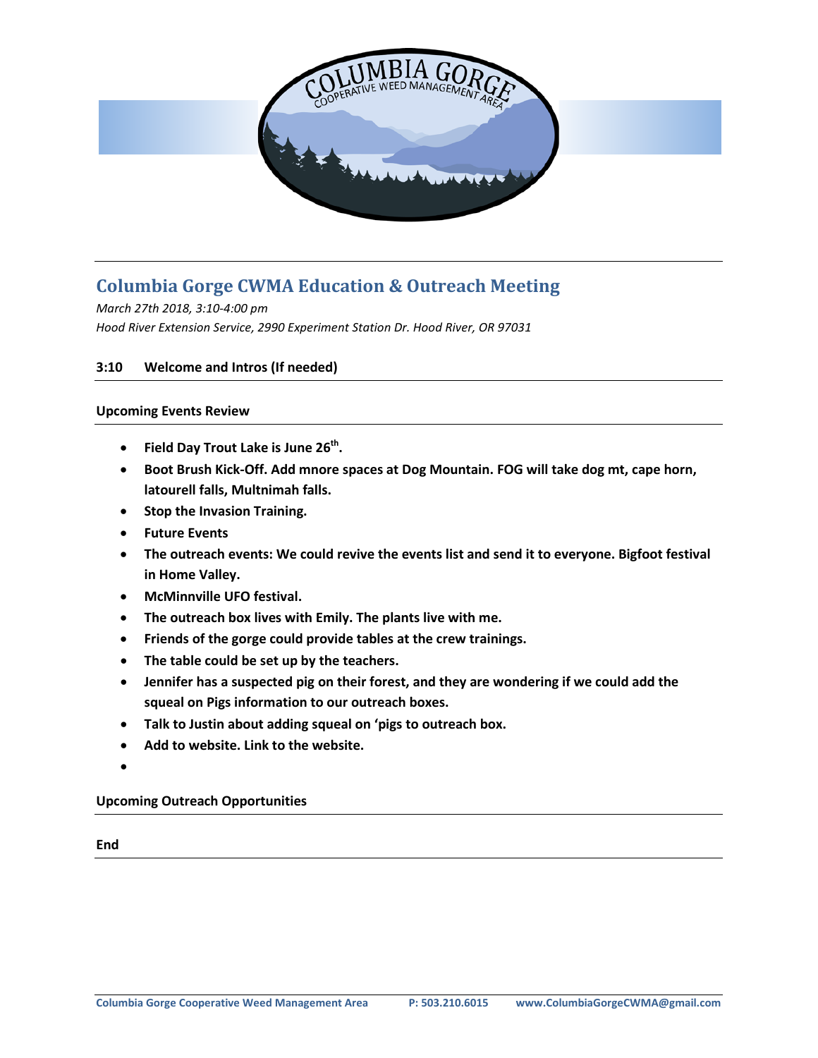# Columbia Gorge CWMA Education & Outreach Meeting

*March 27th 2018, 3:10-4:00 pm*

*Hood River Extension Service, 2990 Experiment Station Dr. Hood River, OR 97031*

**3:10 Welcome and Intros (If needed)**

**Upcoming Events Review**

- **Field Day Trout Lake is June 26th.**
- **Boot Brush Kick-Off. Add mnore spaces at Dog Mountain. FOG will take dog mt, cape horn, latourell falls, Multnimah falls.**
- **Stop the Invasion Training.**
- **Future Events**
- **The outreach events: We could revive the events list and send it to everyone. Bigfoot festival in Home Valley.**
- **McMinnville UFO festival.**
- **The outreach box lives with Emily. The plants live with me.**
- **Friends of the gorge could provide tables at the crew trainings.**
- **The table could be set up by the teachers.**
- **Jennifer has a suspected pig on their forest, and they are wondering if we could add the squeal on Pigs information to our outreach boxes.**
- **Talk to Justin about adding squeal on 'pigs to outreach box.**
- **Add to website. Link to the website.**
- 

**Upcoming Outreach Opportunities**

**End**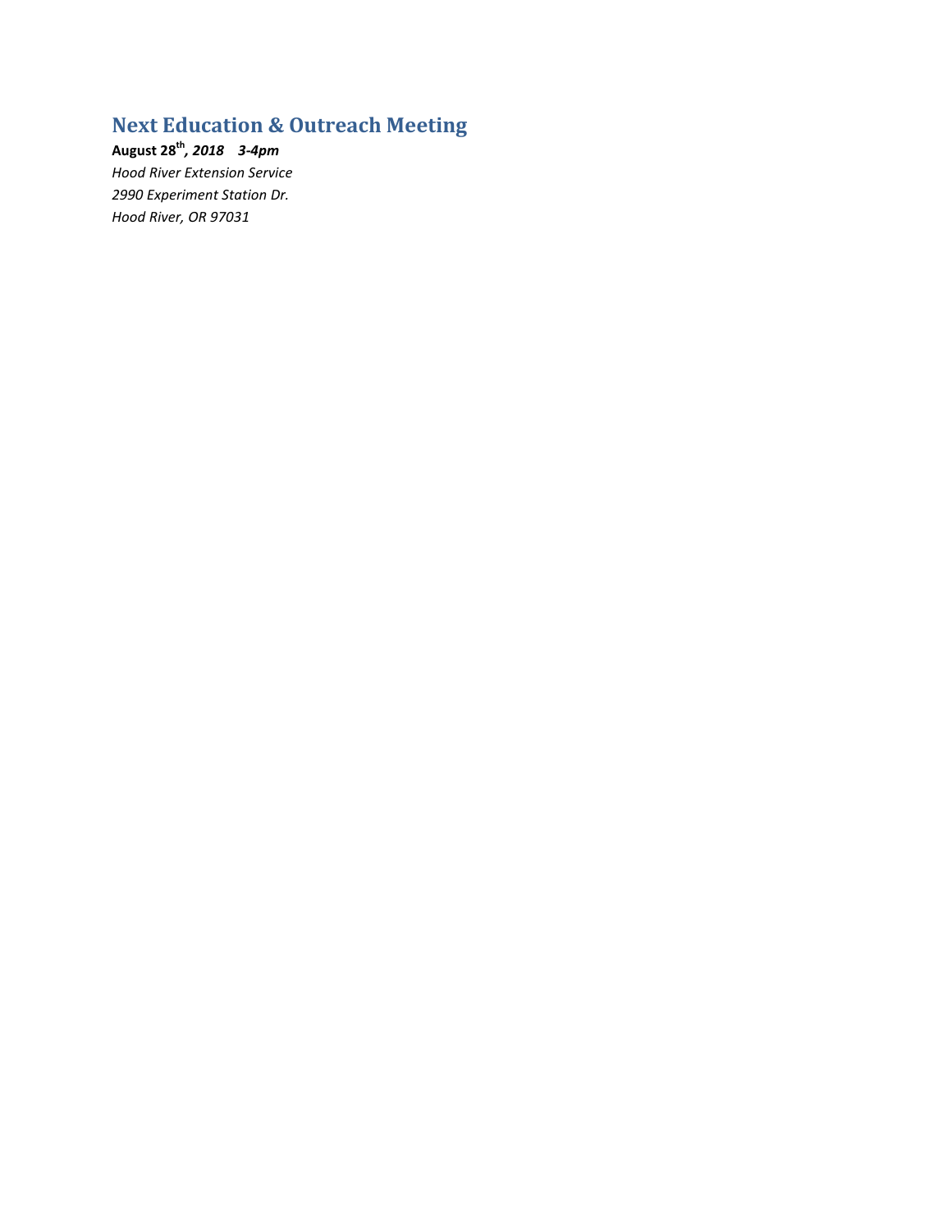## Next Education & Outreach Meeting

**August 28th*, 2018 3-4pm***

*Hood River Extension Service*
*2990 Experiment Station Dr.*
*Hood River, OR 97031*